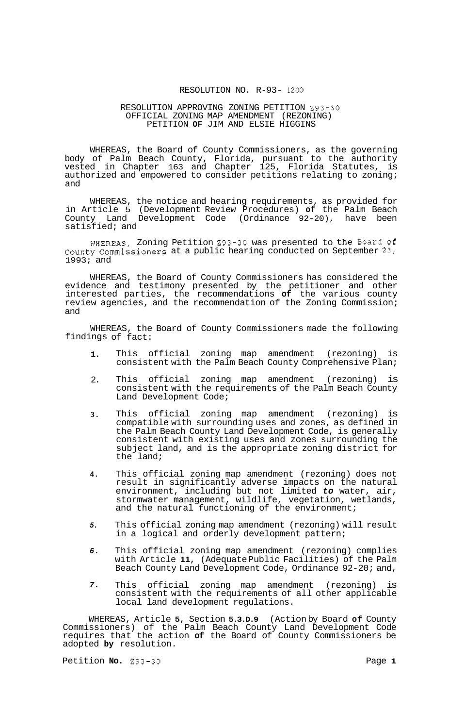RESOLUTION NO. R-93- 1200

RESOLUTION APPROVING ZONING PETITION Z93-30
OFFICIAL ZONING MAP AMENDMENT (REZONING)
PETITION **OF** JIM AND ELSIE HIGGINS

WHEREAS, the Board of County Commissioners, as the governing body of Palm Beach County, Florida, pursuant to the authority vested in Chapter 163 and Chapter 125, Florida Statutes, is authorized and empowered to consider petitions relating to zoning; and

WHEREAS, the notice and hearing requirements, as provided for in Article 5 (Development Review Procedures) **of** the Palm Beach County Land Development Code (Ordinance 92-20), have been satisfied; and

WHEREAS, Zoning Petition Z93-30 was presented to the Board of County Commissioners at a public hearing conducted on September 23, 1993; and

WHEREAS, the Board of County Commissioners has considered the evidence and testimony presented by the petitioner and other interested parties, the recommendations **of** the various county review agencies, and the recommendation of the Zoning Commission; and

WHEREAS, the Board of County Commissioners made the following findings of fact:

1. This official zoning map amendment (rezoning) is consistent with the Palm Beach County Comprehensive Plan;
2. This official zoning map amendment (rezoning) is consistent with the requirements of the Palm Beach County Land Development Code;
3. This official zoning map amendment (rezoning) is compatible with surrounding uses and zones, as defined in the Palm Beach County Land Development Code, is generally consistent with existing uses and zones surrounding the subject land, and is the appropriate zoning district for the land;
4. This official zoning map amendment (rezoning) does not result in significantly adverse impacts on the natural environment, including but not limited *to* water, air, stormwater management, wildlife, vegetation, wetlands, and the natural functioning of the environment;
5. This official zoning map amendment (rezoning) will result in a logical and orderly development pattern;
6. This official zoning map amendment (rezoning) complies with Article **11**, (Adequate Public Facilities) of the Palm Beach County Land Development Code, Ordinance 92-20; and,
7. This official zoning map amendment (rezoning) is consistent with the requirements of all other applicable local land development regulations.

WHEREAS, Article **5**, Section **5.3.D.9** (Action by Board **of** County Commissioners) of the Palm Beach County Land Development Code requires that the action **of** the Board of County Commissioners be adopted **by** resolution.

Petition **No.** Z93-30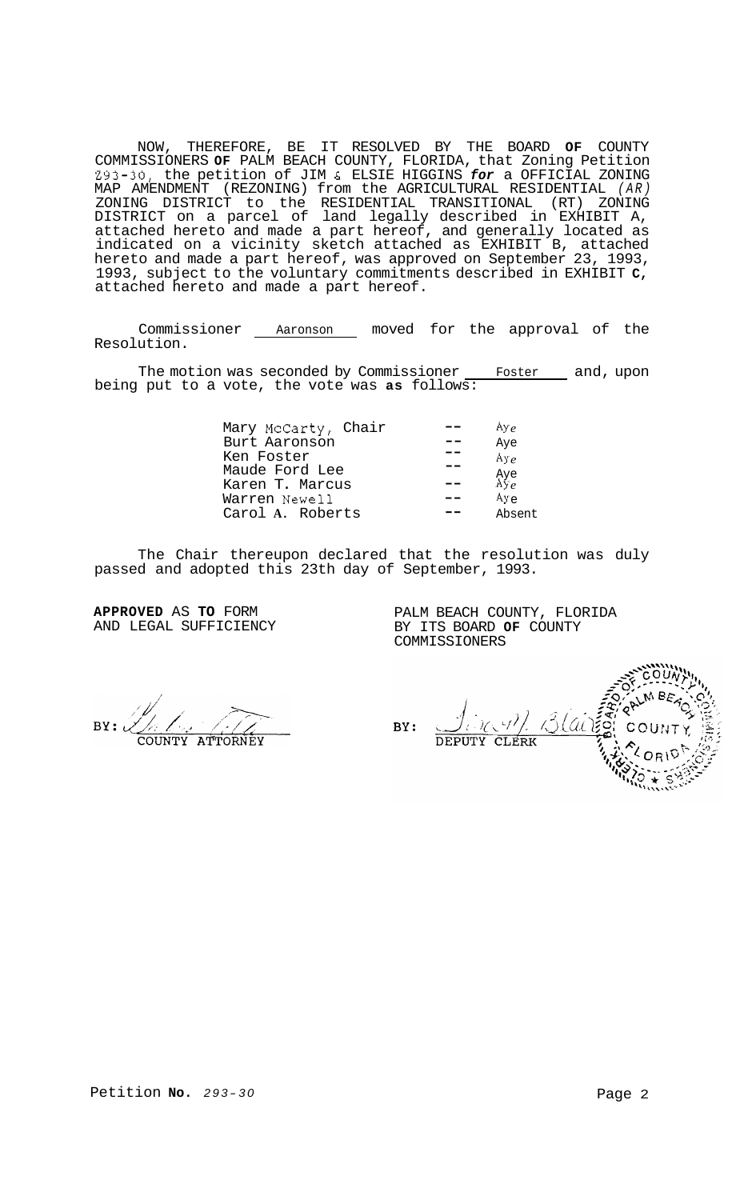NOW, THEREFORE, BE IT RESOLVED BY THE BOARD **OF** COUNTY COMMISSIONERS **OF** PALM BEACH COUNTY, FLORIDA, that Zoning Petition Z93-30, the petition of JIM & ELSIE HIGGINS ***for*** a OFFICIAL ZONING MAP AMENDMENT (REZONING) from the AGRICULTURAL RESIDENTIAL *(AR)* ZONING DISTRICT to the RESIDENTIAL TRANSITIONAL (RT) ZONING DISTRICT on a parcel of land legally described in EXHIBIT A, attached hereto and made a part hereof, and generally located as indicated on a vicinity sketch attached as EXHIBIT B, attached hereto and made a part hereof, was approved on September 23, 1993, 1993, subject to the voluntary commitments described in EXHIBIT **C**, attached hereto and made a part hereof.

Commissioner Aaronson moved for the approval of the Resolution.

The motion was seconded by Commissioner Foster and, upon being put to a vote, the vote was **as** follows:

| | | |
|---|---|---|
| Mary McCarty, Chair | -- | Aye |
| Burt Aaronson | -- | Aye |
| Ken Foster | -- | Aye |
| Maude Ford Lee | -- | Aye |
| Karen T. Marcus | -- | Aye |
| Warren Newell | -- | Aye |
| Carol **A**. Roberts | -- | Absent |

The Chair thereupon declared that the resolution was duly passed and adopted this 23th day of September, 1993.

**APPROVED** AS **TO** FORM
AND LEGAL SUFFICIENCY

BY: ______________________
COUNTY ATTORNEY

PALM BEACH COUNTY, FLORIDA
BY ITS BOARD **OF** COUNTY
COMMISSIONERS

BY: ______________________
DEPUTY CLERK

Petition **No.** *293-30*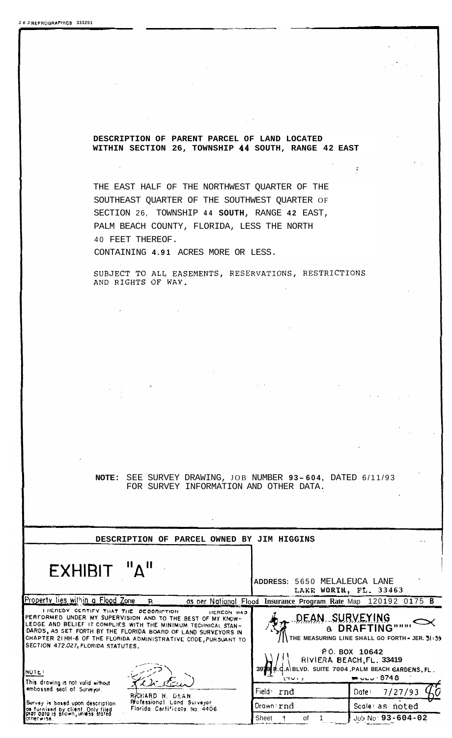J & J REPROGRAPHICS 333251

**DESCRIPTION OF PARENT PARCEL OF LAND LOCATED WITHIN SECTION 26, TOWNSHIP 44 SOUTH, RANGE 42 EAST**

THE EAST HALF OF THE NORTHWEST QUARTER OF THE SOUTHEAST QUARTER OF THE SOUTHWEST QUARTER OF SECTION 26, TOWNSHIP 44 SOUTH, RANGE 42 EAST, PALM BEACH COUNTY, FLORIDA, LESS THE NORTH 40 FEET THEREOF.

CONTAINING 4.91 ACRES MORE OR LESS.

SUBJECT TO ALL EASEMENTS, RESERVATIONS, RESTRICTIONS AND RIGHTS OF WAY.

**NOTE:** SEE SURVEY DRAWING, JOB NUMBER 93-604, DATED 6/11/93 FOR SURVEY INFORMATION AND OTHER DATA.

**DESCRIPTION OF PARCEL OWNED BY JIM HIGGINS**

# EXHIBIT "A"

**ADDRESS:** 5650 MELALEUCA LANE
LAKE WORTH, FL. 33463

Property lies within a Flood Zone B as per National Flood Insurance Program Rate Map 120192 0175 B

I HEREBY CERTIFY THAT THE DESCRIPTION HEREON WAS PERFORMED UNDER MY SUPERVISION AND TO THE BEST OF MY KNOWLEDGE AND BELIEF IT COMPLIES WITH THE MINIMUM TECHNICAL STANDARDS, AS SET FORTH BY THE FLORIDA BOARD OF LAND SURVEYORS IN CHAPTER 21HH-6 OF THE FLORIDA ADMINISTRATIVE CODE, PURSUANT TO SECTION 472.027, FLORIDA STATUTES.

NOTE:
This drawing is not valid without embossed seal of Surveyor.

Survey is based upon description as furnished by client. Only filed plat data is shown, unless stated otherwise.

RICHARD N. DEAN
Professional Land Surveyor
Florida Certificate No. 4406

**DEAN SURVEYING & DRAFTING**
THE MEASURING LINE SHALL GO FORTH - JER. 31:39
P.O. BOX 10642
RIVIERA BEACH, FL. 33419
3970 R.C.A. BLVD. SUITE 7004, PALM BEACH GARDENS, FL.
-8748

| | |
|---|---|
| Field: rnd | Date: 7/27/93 |
| Drawn: rnd | Scale: as noted |
| Sheet 1 of 1 | Job No: 93-604-02 |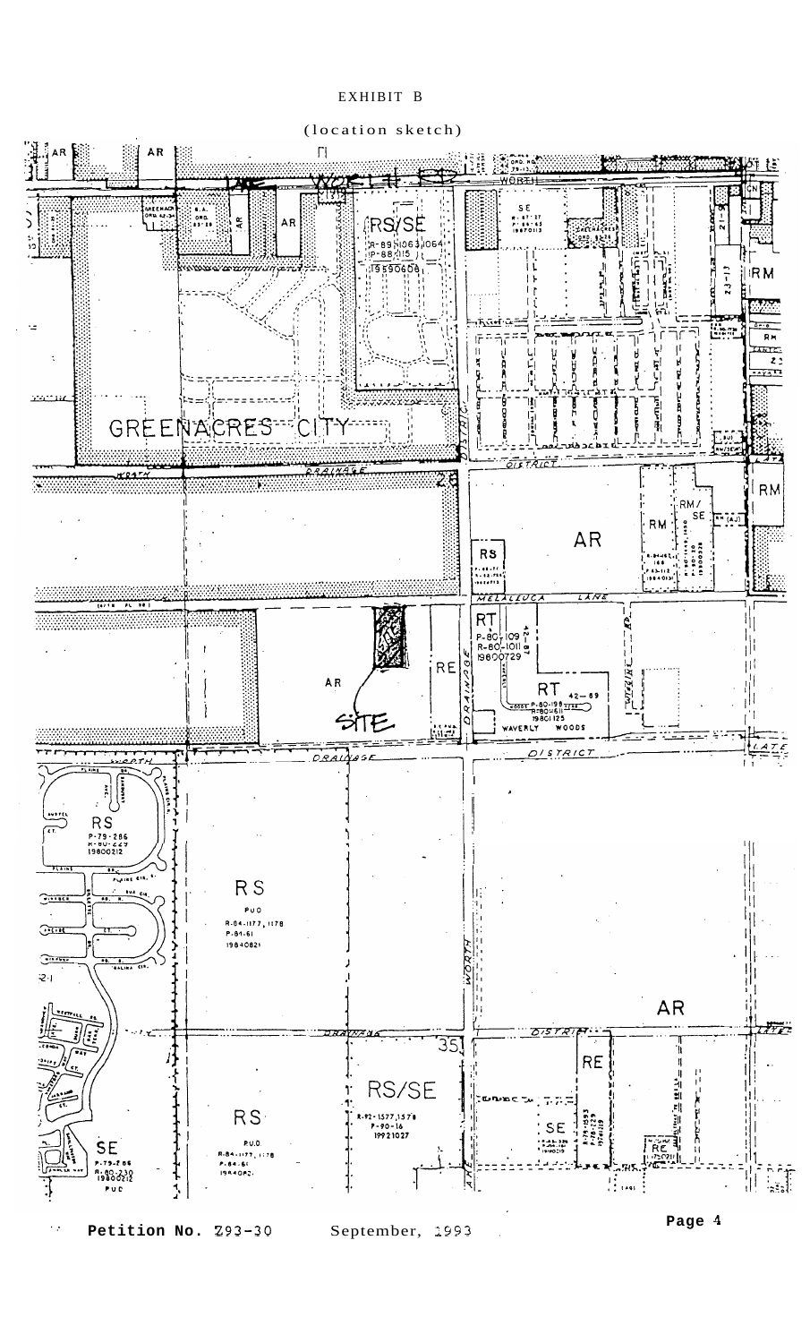EXHIBIT B

(location sketch)

AR

AR

AR

RS/SE

R-89-1063,1064

P-88-115

19590606

SE

GREENACRES CITY

DRAINAGE

28

RM

RM/SE

RM

AR

RS

MELALEUCA LANE

RT

P-80-109

R-80-1011

19600729

RE

RT

42-89

P-80-198

R-80-611

19801125

WAVERLY WOODS

AR

SITE

DRAINAGE

DISTRICT

RS

P-79-286

R-80-229

19800212

RS

PUD

R-84-1177,1178

P-84-61

19840821

AR

DRAINAGE

DISTRICT

35

RE

RS/SE

R-92-1577,1578

P-90-16

19921027

RS

PUD

R-84-1177,1178

P-84-61

19840821

SE

SE

P-79-286

R-80-230

19800212

PUD

RE

**Petition No. Z93-30** September, 1993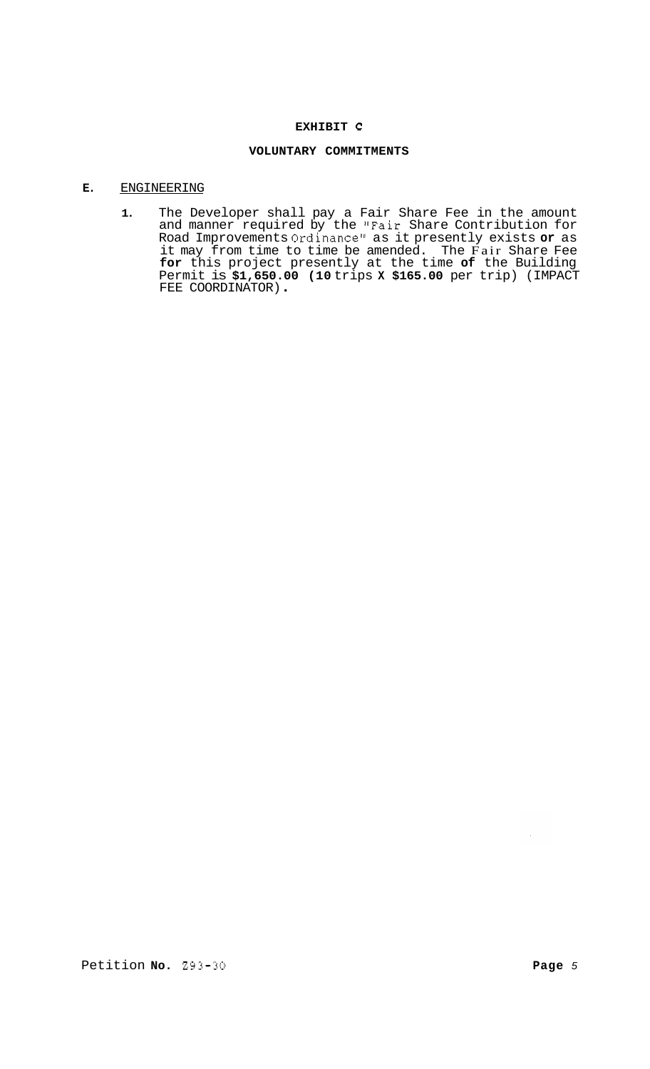# EXHIBIT C

## VOLUNTARY COMMITMENTS

**E.** ENGINEERING

1. The Developer shall pay a Fair Share Fee in the amount and manner required by the "Fair Share Contribution for Road Improvements Ordinance" as it presently exists or as it may from time to time be amended. The Fair Share Fee for this project presently at the time of the Building Permit is **$1,650.00 (10** trips **X $165.00** per trip) (IMPACT FEE COORDINATOR).

Petition No. Z93-30